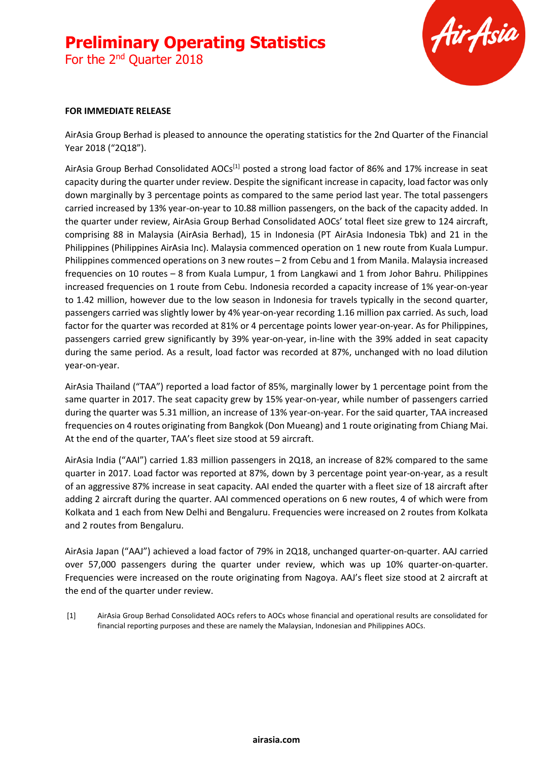# Preliminary Operating Statistics
For the 2nd Quarter 2018

**FOR IMMEDIATE RELEASE**

AirAsia Group Berhad is pleased to announce the operating statistics for the 2nd Quarter of the Financial Year 2018 ("2Q18").

AirAsia Group Berhad Consolidated AOCs[1] posted a strong load factor of 86% and 17% increase in seat capacity during the quarter under review. Despite the significant increase in capacity, load factor was only down marginally by 3 percentage points as compared to the same period last year. The total passengers carried increased by 13% year-on-year to 10.88 million passengers, on the back of the capacity added. In the quarter under review, AirAsia Group Berhad Consolidated AOCs' total fleet size grew to 124 aircraft, comprising 88 in Malaysia (AirAsia Berhad), 15 in Indonesia (PT AirAsia Indonesia Tbk) and 21 in the Philippines (Philippines AirAsia Inc). Malaysia commenced operation on 1 new route from Kuala Lumpur. Philippines commenced operations on 3 new routes – 2 from Cebu and 1 from Manila. Malaysia increased frequencies on 10 routes – 8 from Kuala Lumpur, 1 from Langkawi and 1 from Johor Bahru. Philippines increased frequencies on 1 route from Cebu. Indonesia recorded a capacity increase of 1% year-on-year to 1.42 million, however due to the low season in Indonesia for travels typically in the second quarter, passengers carried was slightly lower by 4% year-on-year recording 1.16 million pax carried. As such, load factor for the quarter was recorded at 81% or 4 percentage points lower year-on-year. As for Philippines, passengers carried grew significantly by 39% year-on-year, in-line with the 39% added in seat capacity during the same period. As a result, load factor was recorded at 87%, unchanged with no load dilution year-on-year.

AirAsia Thailand ("TAA") reported a load factor of 85%, marginally lower by 1 percentage point from the same quarter in 2017. The seat capacity grew by 15% year-on-year, while number of passengers carried during the quarter was 5.31 million, an increase of 13% year-on-year. For the said quarter, TAA increased frequencies on 4 routes originating from Bangkok (Don Mueang) and 1 route originating from Chiang Mai. At the end of the quarter, TAA's fleet size stood at 59 aircraft.

AirAsia India ("AAI") carried 1.83 million passengers in 2Q18, an increase of 82% compared to the same quarter in 2017. Load factor was reported at 87%, down by 3 percentage point year-on-year, as a result of an aggressive 87% increase in seat capacity. AAI ended the quarter with a fleet size of 18 aircraft after adding 2 aircraft during the quarter. AAI commenced operations on 6 new routes, 4 of which were from Kolkata and 1 each from New Delhi and Bengaluru. Frequencies were increased on 2 routes from Kolkata and 2 routes from Bengaluru.

AirAsia Japan ("AAJ") achieved a load factor of 79% in 2Q18, unchanged quarter-on-quarter. AAJ carried over 57,000 passengers during the quarter under review, which was up 10% quarter-on-quarter. Frequencies were increased on the route originating from Nagoya. AAJ's fleet size stood at 2 aircraft at the end of the quarter under review.

[1] AirAsia Group Berhad Consolidated AOCs refers to AOCs whose financial and operational results are consolidated for financial reporting purposes and these are namely the Malaysian, Indonesian and Philippines AOCs.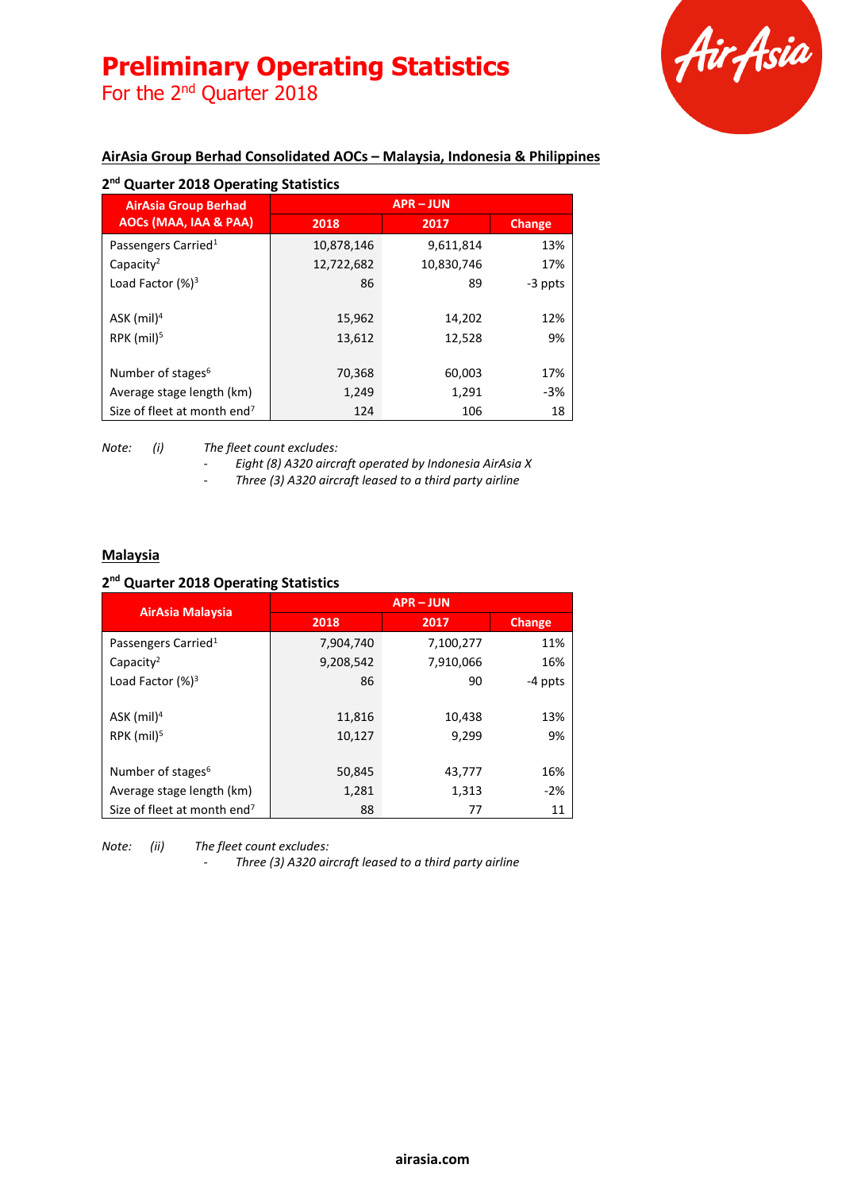# Preliminary Operating Statistics

For the 2nd Quarter 2018

## AirAsia Group Berhad Consolidated AOCs – Malaysia, Indonesia & Philippines

### 2nd Quarter 2018 Operating Statistics

| AirAsia Group Berhad AOCs (MAA, IAA & PAA) | APR – JUN | | |
|---|---|---|---|
| | 2018 | 2017 | Change |
| Passengers Carried[1] | 10,878,146 | 9,611,814 | 13% |
| Capacity[2] | 12,722,682 | 10,830,746 | 17% |
| Load Factor (%)[3] | 86 | 89 | -3 ppts |
| | | | |
| ASK (mil)[4] | 15,962 | 14,202 | 12% |
| RPK (mil)[5] | 13,612 | 12,528 | 9% |
| | | | |
| Number of stages[6] | 70,368 | 60,003 | 17% |
| Average stage length (km) | 1,249 | 1,291 | -3% |
| Size of fleet at month end[7] | 124 | 106 | 18 |

*Note: (i) The fleet count excludes:*
- *Eight (8) A320 aircraft operated by Indonesia AirAsia X*
- *Three (3) A320 aircraft leased to a third party airline*

## Malaysia

### 2nd Quarter 2018 Operating Statistics

| AirAsia Malaysia | APR – JUN | | |
|---|---|---|---|
| | 2018 | 2017 | Change |
| Passengers Carried[1] | 7,904,740 | 7,100,277 | 11% |
| Capacity[2] | 9,208,542 | 7,910,066 | 16% |
| Load Factor (%)[3] | 86 | 90 | -4 ppts |
| | | | |
| ASK (mil)[4] | 11,816 | 10,438 | 13% |
| RPK (mil)[5] | 10,127 | 9,299 | 9% |
| | | | |
| Number of stages[6] | 50,845 | 43,777 | 16% |
| Average stage length (km) | 1,281 | 1,313 | -2% |
| Size of fleet at month end[7] | 88 | 77 | 11 |

*Note: (ii) The fleet count excludes:*
- *Three (3) A320 aircraft leased to a third party airline*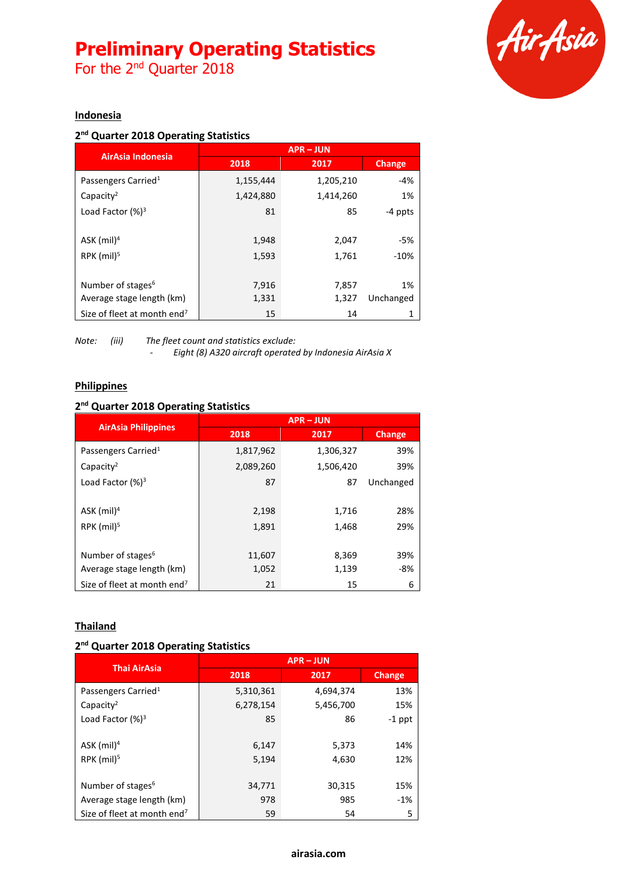# Preliminary Operating Statistics

For the 2nd Quarter 2018

## Indonesia

### 2nd Quarter 2018 Operating Statistics

| AirAsia Indonesia | APR – JUN | | |
|---|---|---|---|
| | 2018 | 2017 | Change |
| Passengers Carried[1] | 1,155,444 | 1,205,210 | -4% |
| Capacity[2] | 1,424,880 | 1,414,260 | 1% |
| Load Factor (%)[3] | 81 | 85 | -4 ppts |
| | | | |
| ASK (mil)[4] | 1,948 | 2,047 | -5% |
| RPK (mil)[5] | 1,593 | 1,761 | -10% |
| | | | |
| Number of stages[6] | 7,916 | 7,857 | 1% |
| Average stage length (km) | 1,331 | 1,327 | Unchanged |
| Size of fleet at month end[7] | 15 | 14 | 1 |

*Note: (iii) The fleet count and statistics exclude:*

*- Eight (8) A320 aircraft operated by Indonesia AirAsia X*

## Philippines

### 2nd Quarter 2018 Operating Statistics

| AirAsia Philippines | APR – JUN | | |
|---|---|---|---|
| | 2018 | 2017 | Change |
| Passengers Carried[1] | 1,817,962 | 1,306,327 | 39% |
| Capacity[2] | 2,089,260 | 1,506,420 | 39% |
| Load Factor (%)[3] | 87 | 87 | Unchanged |
| | | | |
| ASK (mil)[4] | 2,198 | 1,716 | 28% |
| RPK (mil)[5] | 1,891 | 1,468 | 29% |
| | | | |
| Number of stages[6] | 11,607 | 8,369 | 39% |
| Average stage length (km) | 1,052 | 1,139 | -8% |
| Size of fleet at month end[7] | 21 | 15 | 6 |

## Thailand

### 2nd Quarter 2018 Operating Statistics

| Thai AirAsia | APR – JUN | | |
|---|---|---|---|
| | 2018 | 2017 | Change |
| Passengers Carried[1] | 5,310,361 | 4,694,374 | 13% |
| Capacity[2] | 6,278,154 | 5,456,700 | 15% |
| Load Factor (%)[3] | 85 | 86 | -1 ppt |
| | | | |
| ASK (mil)[4] | 6,147 | 5,373 | 14% |
| RPK (mil)[5] | 5,194 | 4,630 | 12% |
| | | | |
| Number of stages[6] | 34,771 | 30,315 | 15% |
| Average stage length (km) | 978 | 985 | -1% |
| Size of fleet at month end[7] | 59 | 54 | 5 |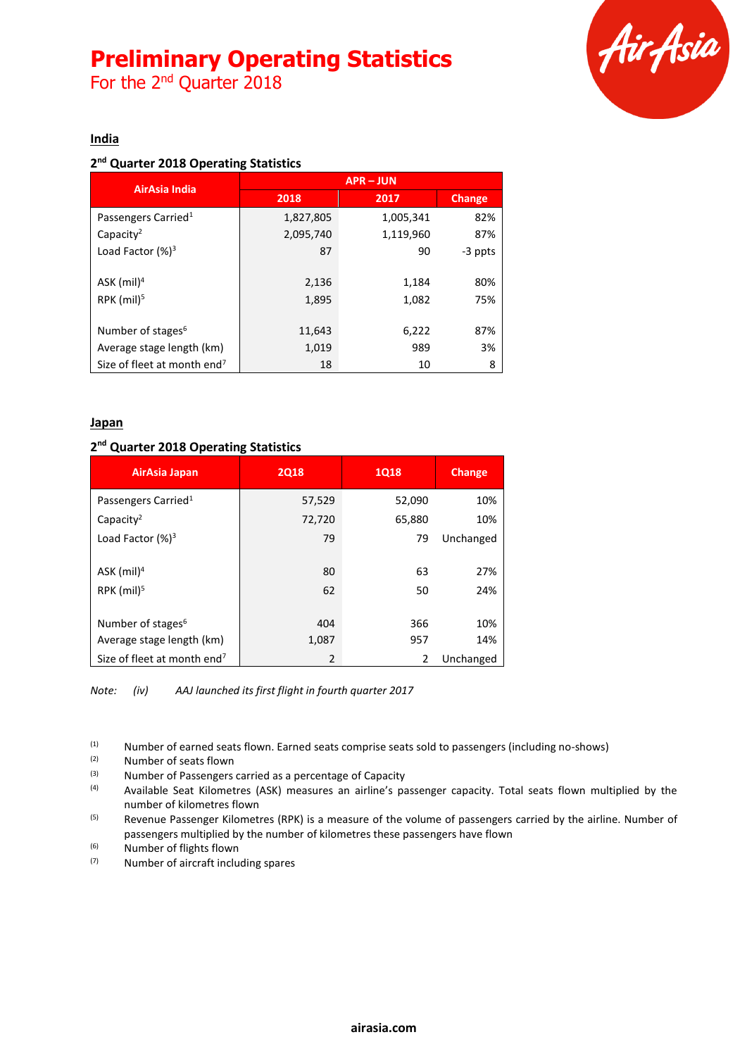# Preliminary Operating Statistics

For the 2nd Quarter 2018

## India

### 2nd Quarter 2018 Operating Statistics

| AirAsia India | APR – JUN | | |
|---|---|---|---|
| | 2018 | 2017 | Change |
| Passengers Carried[1] | 1,827,805 | 1,005,341 | 82% |
| Capacity[2] | 2,095,740 | 1,119,960 | 87% |
| Load Factor (%)[3] | 87 | 90 | -3 ppts |
| ASK (mil)[4] | 2,136 | 1,184 | 80% |
| RPK (mil)[5] | 1,895 | 1,082 | 75% |
| Number of stages[6] | 11,643 | 6,222 | 87% |
| Average stage length (km) | 1,019 | 989 | 3% |
| Size of fleet at month end[7] | 18 | 10 | 8 |

## Japan

### 2nd Quarter 2018 Operating Statistics

| AirAsia Japan | 2Q18 | 1Q18 | Change |
|---|---|---|---|
| Passengers Carried[1] | 57,529 | 52,090 | 10% |
| Capacity[2] | 72,720 | 65,880 | 10% |
| Load Factor (%)[3] | 79 | 79 | Unchanged |
| ASK (mil)[4] | 80 | 63 | 27% |
| RPK (mil)[5] | 62 | 50 | 24% |
| Number of stages[6] | 404 | 366 | 10% |
| Average stage length (km) | 1,087 | 957 | 14% |
| Size of fleet at month end[7] | 2 | 2 | Unchanged |

*Note: (iv) AAJ launched its first flight in fourth quarter 2017*

(1) Number of earned seats flown. Earned seats comprise seats sold to passengers (including no-shows)
(2) Number of seats flown
(3) Number of Passengers carried as a percentage of Capacity
(4) Available Seat Kilometres (ASK) measures an airline's passenger capacity. Total seats flown multiplied by the number of kilometres flown
(5) Revenue Passenger Kilometres (RPK) is a measure of the volume of passengers carried by the airline. Number of passengers multiplied by the number of kilometres these passengers have flown
(6) Number of flights flown
(7) Number of aircraft including spares

**airasia.com**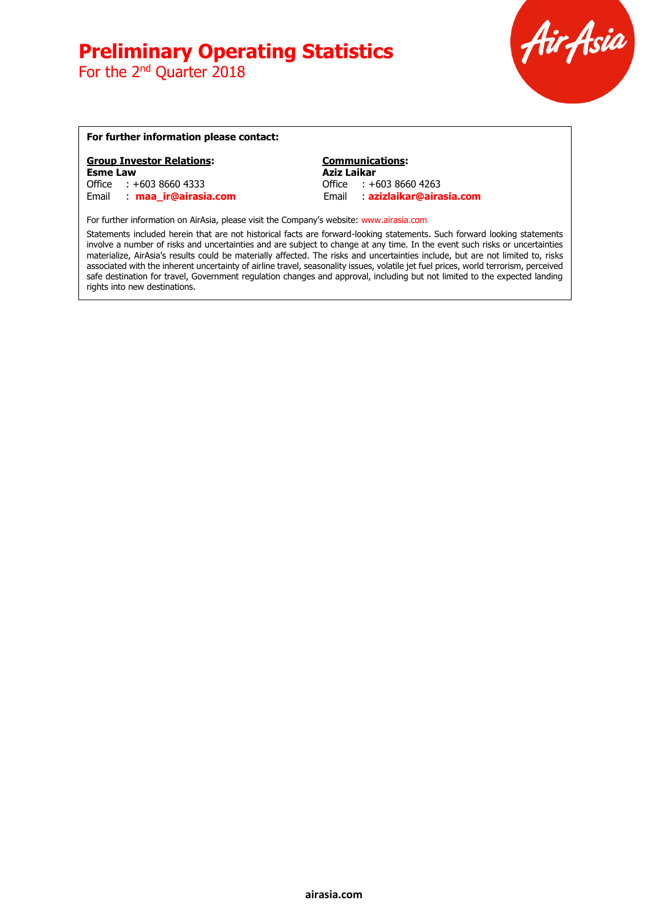# Preliminary Operating Statistics

For the 2nd Quarter 2018

**For further information please contact:**

**Group Investor Relations:**
**Esme Law**
Office : +603 8660 4333
Email : **maa_ir@airasia.com**

**Communications:**
**Aziz Laikar**
Office : +603 8660 4263
Email : **azizlaikar@airasia.com**

For further information on AirAsia, please visit the Company's website: www.airasia.com

Statements included herein that are not historical facts are forward-looking statements. Such forward looking statements involve a number of risks and uncertainties and are subject to change at any time. In the event such risks or uncertainties materialize, AirAsia's results could be materially affected. The risks and uncertainties include, but are not limited to, risks associated with the inherent uncertainty of airline travel, seasonality issues, volatile jet fuel prices, world terrorism, perceived safe destination for travel, Government regulation changes and approval, including but not limited to the expected landing rights into new destinations.

**airasia.com**